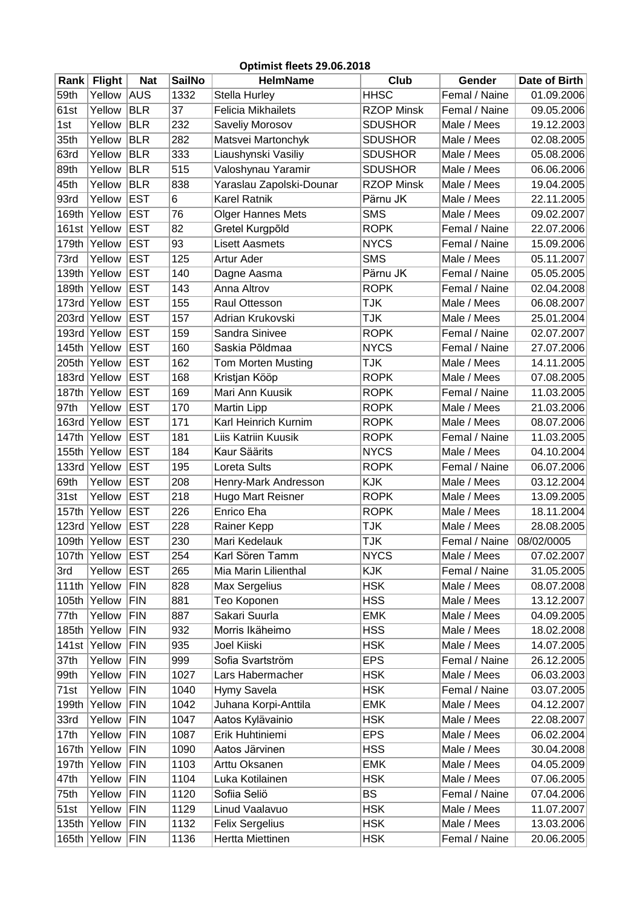**Optimist fleets 29.06.2018**

| Rank | Flight | Nat | SailNo | HelmName | Club | Gender | Date of Birth |
|---|---|---|---|---|---|---|---|
| 59th | Yellow | AUS | 1332 | Stella Hurley | HHSC | Femal / Naine | 01.09.2006 |
| 61st | Yellow | BLR | 37 | Felicia Mikhailets | RZOP Minsk | Femal / Naine | 09.05.2006 |
| 1st | Yellow | BLR | 232 | Saveliy Morosov | SDUSHOR | Male / Mees | 19.12.2003 |
| 35th | Yellow | BLR | 282 | Matsvei Martonchyk | SDUSHOR | Male / Mees | 02.08.2005 |
| 63rd | Yellow | BLR | 333 | Liaushynski Vasiliy | SDUSHOR | Male / Mees | 05.08.2006 |
| 89th | Yellow | BLR | 515 | Valoshynau Yaramir | SDUSHOR | Male / Mees | 06.06.2006 |
| 45th | Yellow | BLR | 838 | Yaraslau Zapolski-Dounar | RZOP Minsk | Male / Mees | 19.04.2005 |
| 93rd | Yellow | EST | 6 | Karel Ratnik | Pärnu JK | Male / Mees | 22.11.2005 |
| 169th | Yellow | EST | 76 | Olger Hannes Mets | SMS | Male / Mees | 09.02.2007 |
| 161st | Yellow | EST | 82 | Gretel Kurgpõld | ROPK | Femal / Naine | 22.07.2006 |
| 179th | Yellow | EST | 93 | Lisett Aasmets | NYCS | Femal / Naine | 15.09.2006 |
| 73rd | Yellow | EST | 125 | Artur Ader | SMS | Male / Mees | 05.11.2007 |
| 139th | Yellow | EST | 140 | Dagne Aasma | Pärnu JK | Femal / Naine | 05.05.2005 |
| 189th | Yellow | EST | 143 | Anna Altrov | ROPK | Femal / Naine | 02.04.2008 |
| 173rd | Yellow | EST | 155 | Raul Ottesson | TJK | Male / Mees | 06.08.2007 |
| 203rd | Yellow | EST | 157 | Adrian Krukovski | TJK | Male / Mees | 25.01.2004 |
| 193rd | Yellow | EST | 159 | Sandra Sinivee | ROPK | Femal / Naine | 02.07.2007 |
| 145th | Yellow | EST | 160 | Saskia Põldmaa | NYCS | Femal / Naine | 27.07.2006 |
| 205th | Yellow | EST | 162 | Tom Morten Musting | TJK | Male / Mees | 14.11.2005 |
| 183rd | Yellow | EST | 168 | Kristjan Kööp | ROPK | Male / Mees | 07.08.2005 |
| 187th | Yellow | EST | 169 | Mari Ann Kuusik | ROPK | Femal / Naine | 11.03.2005 |
| 97th | Yellow | EST | 170 | Martin Lipp | ROPK | Male / Mees | 21.03.2006 |
| 163rd | Yellow | EST | 171 | Karl Heinrich Kurnim | ROPK | Male / Mees | 08.07.2006 |
| 147th | Yellow | EST | 181 | Liis Katriin Kuusik | ROPK | Femal / Naine | 11.03.2005 |
| 155th | Yellow | EST | 184 | Kaur Säärits | NYCS | Male / Mees | 04.10.2004 |
| 133rd | Yellow | EST | 195 | Loreta Sults | ROPK | Femal / Naine | 06.07.2006 |
| 69th | Yellow | EST | 208 | Henry-Mark Andresson | KJK | Male / Mees | 03.12.2004 |
| 31st | Yellow | EST | 218 | Hugo Mart Reisner | ROPK | Male / Mees | 13.09.2005 |
| 157th | Yellow | EST | 226 | Enrico Eha | ROPK | Male / Mees | 18.11.2004 |
| 123rd | Yellow | EST | 228 | Rainer Kepp | TJK | Male / Mees | 28.08.2005 |
| 109th | Yellow | EST | 230 | Mari Kedelauk | TJK | Femal / Naine | 08/02/0005 |
| 107th | Yellow | EST | 254 | Karl Sören Tamm | NYCS | Male / Mees | 07.02.2007 |
| 3rd | Yellow | EST | 265 | Mia Marin Lilienthal | KJK | Femal / Naine | 31.05.2005 |
| 111th | Yellow | FIN | 828 | Max Sergelius | HSK | Male / Mees | 08.07.2008 |
| 105th | Yellow | FIN | 881 | Teo Koponen | HSS | Male / Mees | 13.12.2007 |
| 77th | Yellow | FIN | 887 | Sakari Suurla | EMK | Male / Mees | 04.09.2005 |
| 185th | Yellow | FIN | 932 | Morris Ikäheimo | HSS | Male / Mees | 18.02.2008 |
| 141st | Yellow | FIN | 935 | Joel Kiiski | HSK | Male / Mees | 14.07.2005 |
| 37th | Yellow | FIN | 999 | Sofia Svartström | EPS | Femal / Naine | 26.12.2005 |
| 99th | Yellow | FIN | 1027 | Lars Habermacher | HSK | Male / Mees | 06.03.2003 |
| 71st | Yellow | FIN | 1040 | Hymy Savela | HSK | Femal / Naine | 03.07.2005 |
| 199th | Yellow | FIN | 1042 | Juhana Korpi-Anttila | EMK | Male / Mees | 04.12.2007 |
| 33rd | Yellow | FIN | 1047 | Aatos Kylävainio | HSK | Male / Mees | 22.08.2007 |
| 17th | Yellow | FIN | 1087 | Erik Huhtiniemi | EPS | Male / Mees | 06.02.2004 |
| 167th | Yellow | FIN | 1090 | Aatos Järvinen | HSS | Male / Mees | 30.04.2008 |
| 197th | Yellow | FIN | 1103 | Arttu Oksanen | EMK | Male / Mees | 04.05.2009 |
| 47th | Yellow | FIN | 1104 | Luka Kotilainen | HSK | Male / Mees | 07.06.2005 |
| 75th | Yellow | FIN | 1120 | Sofiia Seliö | BS | Femal / Naine | 07.04.2006 |
| 51st | Yellow | FIN | 1129 | Linud Vaalavuo | HSK | Male / Mees | 11.07.2007 |
| 135th | Yellow | FIN | 1132 | Felix Sergelius | HSK | Male / Mees | 13.03.2006 |
| 165th | Yellow | FIN | 1136 | Hertta Miettinen | HSK | Femal / Naine | 20.06.2005 |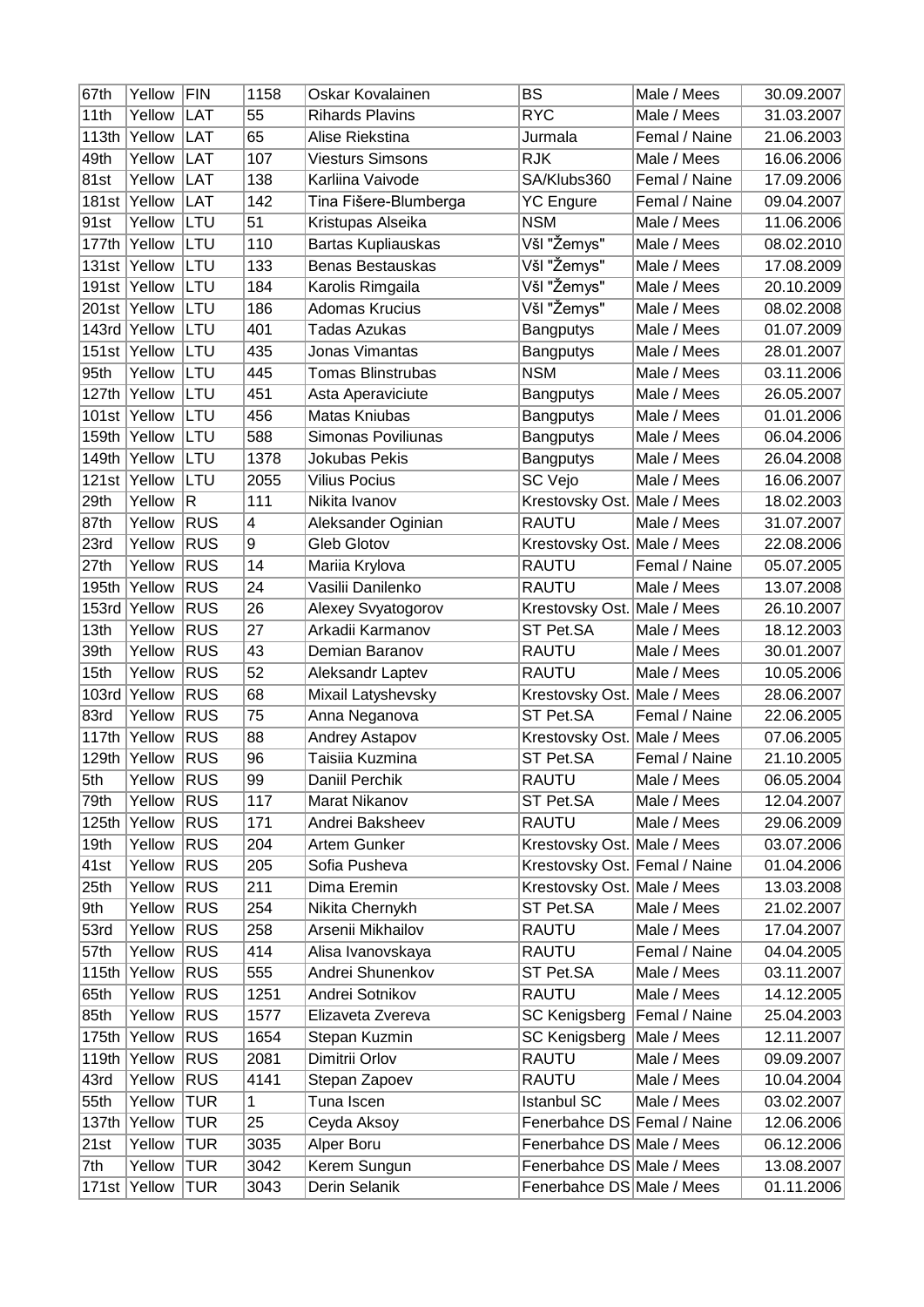| 67th | Yellow | FIN | 1158 | Oskar Kovalainen | BS | Male / Mees | 30.09.2007 |
|---|---|---|---|---|---|---|---|
| 11th | Yellow | LAT | 55 | Rihards Plavins | RYC | Male / Mees | 31.03.2007 |
| 113th | Yellow | LAT | 65 | Alise Riekstina | Jurmala | Femal / Naine | 21.06.2003 |
| 49th | Yellow | LAT | 107 | Viesturs Simsons | RJK | Male / Mees | 16.06.2006 |
| 81st | Yellow | LAT | 138 | Karliina Vaivode | SA/Klubs360 | Femal / Naine | 17.09.2006 |
| 181st | Yellow | LAT | 142 | Tina Fišere-Blumberga | YC Engure | Femal / Naine | 09.04.2007 |
| 91st | Yellow | LTU | 51 | Kristupas Alseika | NSM | Male / Mees | 11.06.2006 |
| 177th | Yellow | LTU | 110 | Bartas Kupliauskas | VšI "Žemys" | Male / Mees | 08.02.2010 |
| 131st | Yellow | LTU | 133 | Benas Bestauskas | VšI "Žemys" | Male / Mees | 17.08.2009 |
| 191st | Yellow | LTU | 184 | Karolis Rimgaila | VšI "Žemys" | Male / Mees | 20.10.2009 |
| 201st | Yellow | LTU | 186 | Adomas Krucius | VšI "Žemys" | Male / Mees | 08.02.2008 |
| 143rd | Yellow | LTU | 401 | Tadas Azukas | Bangputys | Male / Mees | 01.07.2009 |
| 151st | Yellow | LTU | 435 | Jonas Vimantas | Bangputys | Male / Mees | 28.01.2007 |
| 95th | Yellow | LTU | 445 | Tomas Blinstrubas | NSM | Male / Mees | 03.11.2006 |
| 127th | Yellow | LTU | 451 | Asta Aperaviciute | Bangputys | Male / Mees | 26.05.2007 |
| 101st | Yellow | LTU | 456 | Matas Kniubas | Bangputys | Male / Mees | 01.01.2006 |
| 159th | Yellow | LTU | 588 | Simonas Poviliunas | Bangputys | Male / Mees | 06.04.2006 |
| 149th | Yellow | LTU | 1378 | Jokubas Pekis | Bangputys | Male / Mees | 26.04.2008 |
| 121st | Yellow | LTU | 2055 | Vilius Pocius | SC Vejo | Male / Mees | 16.06.2007 |
| 29th | Yellow | R | 111 | Nikita Ivanov | Krestovsky Ost. | Male / Mees | 18.02.2003 |
| 87th | Yellow | RUS | 4 | Aleksander Oginian | RAUTU | Male / Mees | 31.07.2007 |
| 23rd | Yellow | RUS | 9 | Gleb Glotov | Krestovsky Ost. | Male / Mees | 22.08.2006 |
| 27th | Yellow | RUS | 14 | Mariia Krylova | RAUTU | Femal / Naine | 05.07.2005 |
| 195th | Yellow | RUS | 24 | Vasilii Danilenko | RAUTU | Male / Mees | 13.07.2008 |
| 153rd | Yellow | RUS | 26 | Alexey Svyatogorov | Krestovsky Ost. | Male / Mees | 26.10.2007 |
| 13th | Yellow | RUS | 27 | Arkadii Karmanov | ST Pet.SA | Male / Mees | 18.12.2003 |
| 39th | Yellow | RUS | 43 | Demian Baranov | RAUTU | Male / Mees | 30.01.2007 |
| 15th | Yellow | RUS | 52 | Aleksandr Laptev | RAUTU | Male / Mees | 10.05.2006 |
| 103rd | Yellow | RUS | 68 | Mixail Latyshevsky | Krestovsky Ost. | Male / Mees | 28.06.2007 |
| 83rd | Yellow | RUS | 75 | Anna Neganova | ST Pet.SA | Femal / Naine | 22.06.2005 |
| 117th | Yellow | RUS | 88 | Andrey Astapov | Krestovsky Ost. | Male / Mees | 07.06.2005 |
| 129th | Yellow | RUS | 96 | Taisiia Kuzmina | ST Pet.SA | Femal / Naine | 21.10.2005 |
| 5th | Yellow | RUS | 99 | Daniil Perchik | RAUTU | Male / Mees | 06.05.2004 |
| 79th | Yellow | RUS | 117 | Marat Nikanov | ST Pet.SA | Male / Mees | 12.04.2007 |
| 125th | Yellow | RUS | 171 | Andrei Baksheev | RAUTU | Male / Mees | 29.06.2009 |
| 19th | Yellow | RUS | 204 | Artem Gunker | Krestovsky Ost. | Male / Mees | 03.07.2006 |
| 41st | Yellow | RUS | 205 | Sofia Pusheva | Krestovsky Ost. | Femal / Naine | 01.04.2006 |
| 25th | Yellow | RUS | 211 | Dima Eremin | Krestovsky Ost. | Male / Mees | 13.03.2008 |
| 9th | Yellow | RUS | 254 | Nikita Chernykh | ST Pet.SA | Male / Mees | 21.02.2007 |
| 53rd | Yellow | RUS | 258 | Arsenii Mikhailov | RAUTU | Male / Mees | 17.04.2007 |
| 57th | Yellow | RUS | 414 | Alisa Ivanovskaya | RAUTU | Femal / Naine | 04.04.2005 |
| 115th | Yellow | RUS | 555 | Andrei Shunenkov | ST Pet.SA | Male / Mees | 03.11.2007 |
| 65th | Yellow | RUS | 1251 | Andrei Sotnikov | RAUTU | Male / Mees | 14.12.2005 |
| 85th | Yellow | RUS | 1577 | Elizaveta Zvereva | SC Kenigsberg | Femal / Naine | 25.04.2003 |
| 175th | Yellow | RUS | 1654 | Stepan Kuzmin | SC Kenigsberg | Male / Mees | 12.11.2007 |
| 119th | Yellow | RUS | 2081 | Dimitrii Orlov | RAUTU | Male / Mees | 09.09.2007 |
| 43rd | Yellow | RUS | 4141 | Stepan Zapoev | RAUTU | Male / Mees | 10.04.2004 |
| 55th | Yellow | TUR | 1 | Tuna Iscen | Istanbul SC | Male / Mees | 03.02.2007 |
| 137th | Yellow | TUR | 25 | Ceyda Aksoy | Fenerbahce DS | Femal / Naine | 12.06.2006 |
| 21st | Yellow | TUR | 3035 | Alper Boru | Fenerbahce DS | Male / Mees | 06.12.2006 |
| 7th | Yellow | TUR | 3042 | Kerem Sungun | Fenerbahce DS | Male / Mees | 13.08.2007 |
| 171st | Yellow | TUR | 3043 | Derin Selanik | Fenerbahce DS | Male / Mees | 01.11.2006 |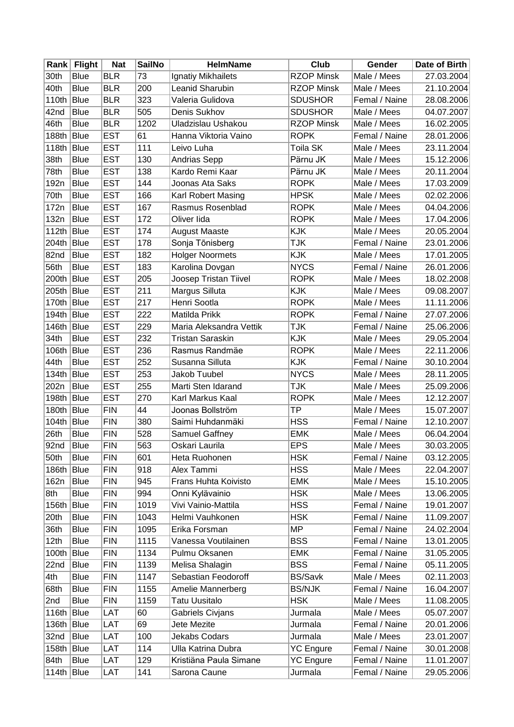| Rank | Flight | Nat | SailNo | HelmName | Club | Gender | Date of Birth |
|---|---|---|---|---|---|---|---|
| 30th | Blue | BLR | 73 | Ignatiy Mikhailets | RZOP Minsk | Male / Mees | 27.03.2004 |
| 40th | Blue | BLR | 200 | Leanid Sharubin | RZOP Minsk | Male / Mees | 21.10.2004 |
| 110th | Blue | BLR | 323 | Valeria Gulidova | SDUSHOR | Femal / Naine | 28.08.2006 |
| 42nd | Blue | BLR | 505 | Denis Sukhov | SDUSHOR | Male / Mees | 04.07.2007 |
| 46th | Blue | BLR | 1202 | Uladzislau Ushakou | RZOP Minsk | Male / Mees | 16.02.2005 |
| 188th | Blue | EST | 61 | Hanna Viktoria Vaino | ROPK | Femal / Naine | 28.01.2006 |
| 118th | Blue | EST | 111 | Leivo Luha | Toila SK | Male / Mees | 23.11.2004 |
| 38th | Blue | EST | 130 | Andrias Sepp | Pärnu JK | Male / Mees | 15.12.2006 |
| 78th | Blue | EST | 138 | Kardo Remi Kaar | Pärnu JK | Male / Mees | 20.11.2004 |
| 192n | Blue | EST | 144 | Joonas Ata Saks | ROPK | Male / Mees | 17.03.2009 |
| 70th | Blue | EST | 166 | Karl Robert Masing | HPSK | Male / Mees | 02.02.2006 |
| 172n | Blue | EST | 167 | Rasmus Rosenblad | ROPK | Male / Mees | 04.04.2006 |
| 132n | Blue | EST | 172 | Oliver Iida | ROPK | Male / Mees | 17.04.2006 |
| 112th | Blue | EST | 174 | August Maaste | KJK | Male / Mees | 20.05.2004 |
| 204th | Blue | EST | 178 | Sonja Tõnisberg | TJK | Femal / Naine | 23.01.2006 |
| 82nd | Blue | EST | 182 | Holger Noormets | KJK | Male / Mees | 17.01.2005 |
| 56th | Blue | EST | 183 | Karolina Dovgan | NYCS | Femal / Naine | 26.01.2006 |
| 200th | Blue | EST | 205 | Joosep Tristan Tiivel | ROPK | Male / Mees | 18.02.2008 |
| 205th | Blue | EST | 211 | Margus Silluta | KJK | Male / Mees | 09.08.2007 |
| 170th | Blue | EST | 217 | Henri Sootla | ROPK | Male / Mees | 11.11.2006 |
| 194th | Blue | EST | 222 | Matilda Prikk | ROPK | Femal / Naine | 27.07.2006 |
| 146th | Blue | EST | 229 | Maria Aleksandra Vettik | TJK | Femal / Naine | 25.06.2006 |
| 34th | Blue | EST | 232 | Tristan Saraskin | KJK | Male / Mees | 29.05.2004 |
| 106th | Blue | EST | 236 | Rasmus Randmäe | ROPK | Male / Mees | 22.11.2006 |
| 44th | Blue | EST | 252 | Susanna Silluta | KJK | Femal / Naine | 30.10.2004 |
| 134th | Blue | EST | 253 | Jakob Tuubel | NYCS | Male / Mees | 28.11.2005 |
| 202n | Blue | EST | 255 | Marti Sten Idarand | TJK | Male / Mees | 25.09.2006 |
| 198th | Blue | EST | 270 | Karl Markus Kaal | ROPK | Male / Mees | 12.12.2007 |
| 180th | Blue | FIN | 44 | Joonas Bollström | TP | Male / Mees | 15.07.2007 |
| 104th | Blue | FIN | 380 | Saimi Huhdanmäki | HSS | Femal / Naine | 12.10.2007 |
| 26th | Blue | FIN | 528 | Samuel Gaffney | EMK | Male / Mees | 06.04.2004 |
| 92nd | Blue | FIN | 563 | Oskari Laurila | EPS | Male / Mees | 30.03.2005 |
| 50th | Blue | FIN | 601 | Heta Ruohonen | HSK | Femal / Naine | 03.12.2005 |
| 186th | Blue | FIN | 918 | Alex Tammi | HSS | Male / Mees | 22.04.2007 |
| 162n | Blue | FIN | 945 | Frans Huhta Koivisto | EMK | Male / Mees | 15.10.2005 |
| 8th | Blue | FIN | 994 | Onni Kylävainio | HSK | Male / Mees | 13.06.2005 |
| 156th | Blue | FIN | 1019 | Vivi Vainio-Mattila | HSS | Femal / Naine | 19.01.2007 |
| 20th | Blue | FIN | 1043 | Helmi Vauhkonen | HSK | Femal / Naine | 11.09.2007 |
| 36th | Blue | FIN | 1095 | Erika Forsman | MP | Femal / Naine | 24.02.2004 |
| 12th | Blue | FIN | 1115 | Vanessa Voutilainen | BSS | Femal / Naine | 13.01.2005 |
| 100th | Blue | FIN | 1134 | Pulmu Oksanen | EMK | Femal / Naine | 31.05.2005 |
| 22nd | Blue | FIN | 1139 | Melisa Shalagin | BSS | Femal / Naine | 05.11.2005 |
| 4th | Blue | FIN | 1147 | Sebastian Feodoroff | BS/Savk | Male / Mees | 02.11.2003 |
| 68th | Blue | FIN | 1155 | Amelie Mannerberg | BS/NJK | Femal / Naine | 16.04.2007 |
| 2nd | Blue | FIN | 1159 | Tatu Uusitalo | HSK | Male / Mees | 11.08.2005 |
| 116th | Blue | LAT | 60 | Gabriels Civjans | Jurmala | Male / Mees | 05.07.2007 |
| 136th | Blue | LAT | 69 | Jete Mezite | Jurmala | Femal / Naine | 20.01.2006 |
| 32nd | Blue | LAT | 100 | Jekabs Codars | Jurmala | Male / Mees | 23.01.2007 |
| 158th | Blue | LAT | 114 | Ulla Katrina Dubra | YC Engure | Femal / Naine | 30.01.2008 |
| 84th | Blue | LAT | 129 | Kristiäna Paula Simane | YC Engure | Femal / Naine | 11.01.2007 |
| 114th | Blue | LAT | 141 | Sarona Caune | Jurmala | Femal / Naine | 29.05.2006 |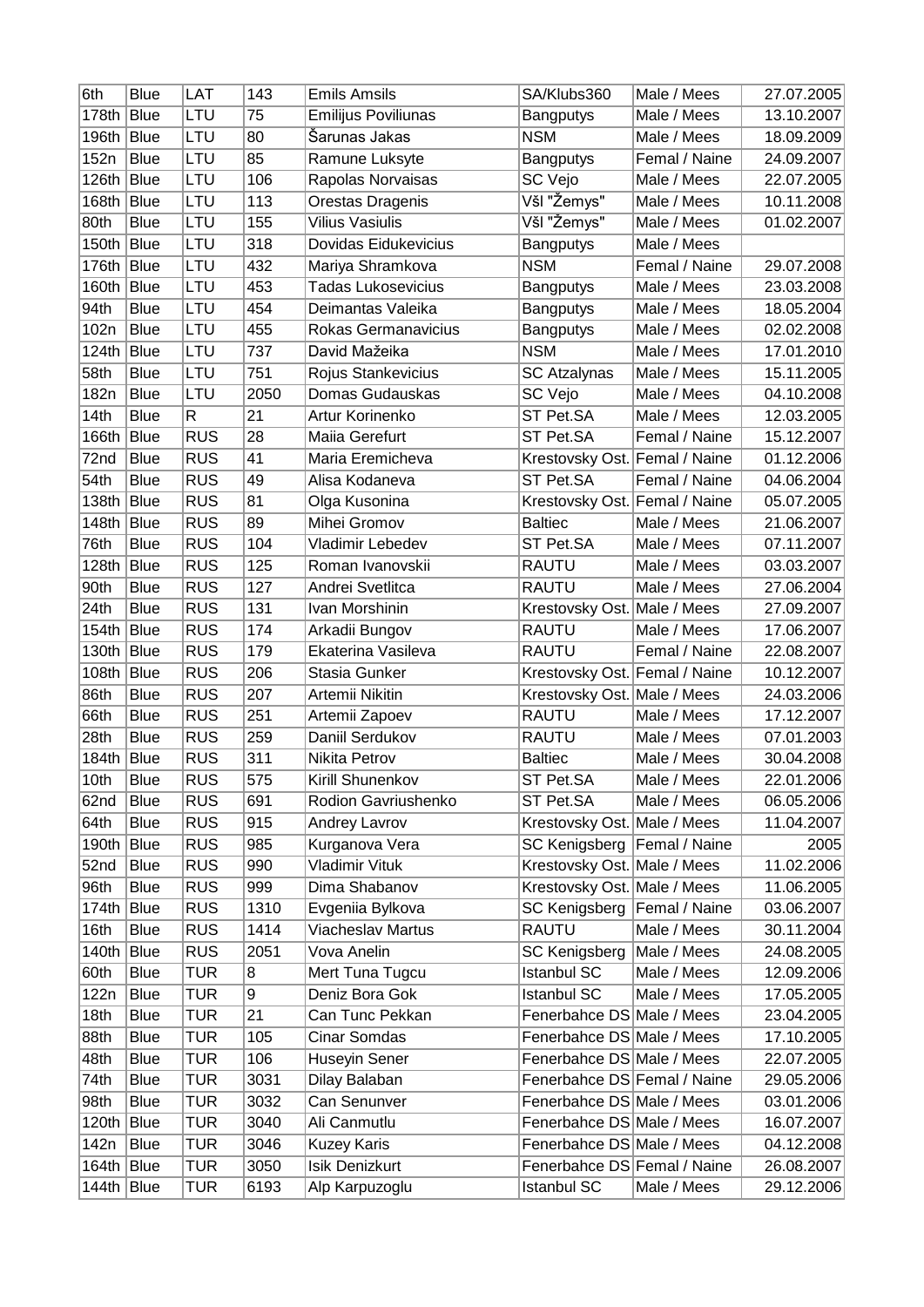| | | | | | | | |
|---|---|---|---|---|---|---|---|
| 6th | Blue | LAT | 143 | Emils Amsils | SA/Klubs360 | Male / Mees | 27.07.2005 |
| 178th | Blue | LTU | 75 | Emilijus Poviliunas | Bangputys | Male / Mees | 13.10.2007 |
| 196th | Blue | LTU | 80 | Šarunas Jakas | NSM | Male / Mees | 18.09.2009 |
| 152n | Blue | LTU | 85 | Ramune Luksyte | Bangputys | Femal / Naine | 24.09.2007 |
| 126th | Blue | LTU | 106 | Rapolas Norvaisas | SC Vejo | Male / Mees | 22.07.2005 |
| 168th | Blue | LTU | 113 | Orestas Dragenis | VšI "Žemys" | Male / Mees | 10.11.2008 |
| 80th | Blue | LTU | 155 | Vilius Vasiulis | VšI "Žemys" | Male / Mees | 01.02.2007 |
| 150th | Blue | LTU | 318 | Dovidas Eidukevicius | Bangputys | Male / Mees | |
| 176th | Blue | LTU | 432 | Mariya Shramkova | NSM | Femal / Naine | 29.07.2008 |
| 160th | Blue | LTU | 453 | Tadas Lukosevicius | Bangputys | Male / Mees | 23.03.2008 |
| 94th | Blue | LTU | 454 | Deimantas Valeika | Bangputys | Male / Mees | 18.05.2004 |
| 102n | Blue | LTU | 455 | Rokas Germanavicius | Bangputys | Male / Mees | 02.02.2008 |
| 124th | Blue | LTU | 737 | David Mažeika | NSM | Male / Mees | 17.01.2010 |
| 58th | Blue | LTU | 751 | Rojus Stankevicius | SC Atzalynas | Male / Mees | 15.11.2005 |
| 182n | Blue | LTU | 2050 | Domas Gudauskas | SC Vejo | Male / Mees | 04.10.2008 |
| 14th | Blue | R | 21 | Artur Korinenko | ST Pet.SA | Male / Mees | 12.03.2005 |
| 166th | Blue | RUS | 28 | Maiia Gerefurt | ST Pet.SA | Femal / Naine | 15.12.2007 |
| 72nd | Blue | RUS | 41 | Maria Eremicheva | Krestovsky Ost. | Femal / Naine | 01.12.2006 |
| 54th | Blue | RUS | 49 | Alisa Kodaneva | ST Pet.SA | Femal / Naine | 04.06.2004 |
| 138th | Blue | RUS | 81 | Olga Kusonina | Krestovsky Ost. | Femal / Naine | 05.07.2005 |
| 148th | Blue | RUS | 89 | Mihei Gromov | Baltiec | Male / Mees | 21.06.2007 |
| 76th | Blue | RUS | 104 | Vladimir Lebedev | ST Pet.SA | Male / Mees | 07.11.2007 |
| 128th | Blue | RUS | 125 | Roman Ivanovskii | RAUTU | Male / Mees | 03.03.2007 |
| 90th | Blue | RUS | 127 | Andrei Svetlitca | RAUTU | Male / Mees | 27.06.2004 |
| 24th | Blue | RUS | 131 | Ivan Morshinin | Krestovsky Ost. | Male / Mees | 27.09.2007 |
| 154th | Blue | RUS | 174 | Arkadii Bungov | RAUTU | Male / Mees | 17.06.2007 |
| 130th | Blue | RUS | 179 | Ekaterina Vasileva | RAUTU | Femal / Naine | 22.08.2007 |
| 108th | Blue | RUS | 206 | Stasia Gunker | Krestovsky Ost. | Femal / Naine | 10.12.2007 |
| 86th | Blue | RUS | 207 | Artemii Nikitin | Krestovsky Ost. | Male / Mees | 24.03.2006 |
| 66th | Blue | RUS | 251 | Artemii Zapoev | RAUTU | Male / Mees | 17.12.2007 |
| 28th | Blue | RUS | 259 | Daniil Serdukov | RAUTU | Male / Mees | 07.01.2003 |
| 184th | Blue | RUS | 311 | Nikita Petrov | Baltiec | Male / Mees | 30.04.2008 |
| 10th | Blue | RUS | 575 | Kirill Shunenkov | ST Pet.SA | Male / Mees | 22.01.2006 |
| 62nd | Blue | RUS | 691 | Rodion Gavriushenko | ST Pet.SA | Male / Mees | 06.05.2006 |
| 64th | Blue | RUS | 915 | Andrey Lavrov | Krestovsky Ost. | Male / Mees | 11.04.2007 |
| 190th | Blue | RUS | 985 | Kurganova Vera | SC Kenigsberg | Femal / Naine | 2005 |
| 52nd | Blue | RUS | 990 | Vladimir Vituk | Krestovsky Ost. | Male / Mees | 11.02.2006 |
| 96th | Blue | RUS | 999 | Dima Shabanov | Krestovsky Ost. | Male / Mees | 11.06.2005 |
| 174th | Blue | RUS | 1310 | Evgeniia Bylkova | SC Kenigsberg | Femal / Naine | 03.06.2007 |
| 16th | Blue | RUS | 1414 | Viacheslav Martus | RAUTU | Male / Mees | 30.11.2004 |
| 140th | Blue | RUS | 2051 | Vova Anelin | SC Kenigsberg | Male / Mees | 24.08.2005 |
| 60th | Blue | TUR | 8 | Mert Tuna Tugcu | Istanbul SC | Male / Mees | 12.09.2006 |
| 122n | Blue | TUR | 9 | Deniz Bora Gok | Istanbul SC | Male / Mees | 17.05.2005 |
| 18th | Blue | TUR | 21 | Can Tunc Pekkan | Fenerbahce DS | Male / Mees | 23.04.2005 |
| 88th | Blue | TUR | 105 | Cinar Somdas | Fenerbahce DS | Male / Mees | 17.10.2005 |
| 48th | Blue | TUR | 106 | Huseyin Sener | Fenerbahce DS | Male / Mees | 22.07.2005 |
| 74th | Blue | TUR | 3031 | Dilay Balaban | Fenerbahce DS | Femal / Naine | 29.05.2006 |
| 98th | Blue | TUR | 3032 | Can Senunver | Fenerbahce DS | Male / Mees | 03.01.2006 |
| 120th | Blue | TUR | 3040 | Ali Canmutlu | Fenerbahce DS | Male / Mees | 16.07.2007 |
| 142n | Blue | TUR | 3046 | Kuzey Karis | Fenerbahce DS | Male / Mees | 04.12.2008 |
| 164th | Blue | TUR | 3050 | Isik Denizkurt | Fenerbahce DS | Femal / Naine | 26.08.2007 |
| 144th | Blue | TUR | 6193 | Alp Karpuzoglu | Istanbul SC | Male / Mees | 29.12.2006 |